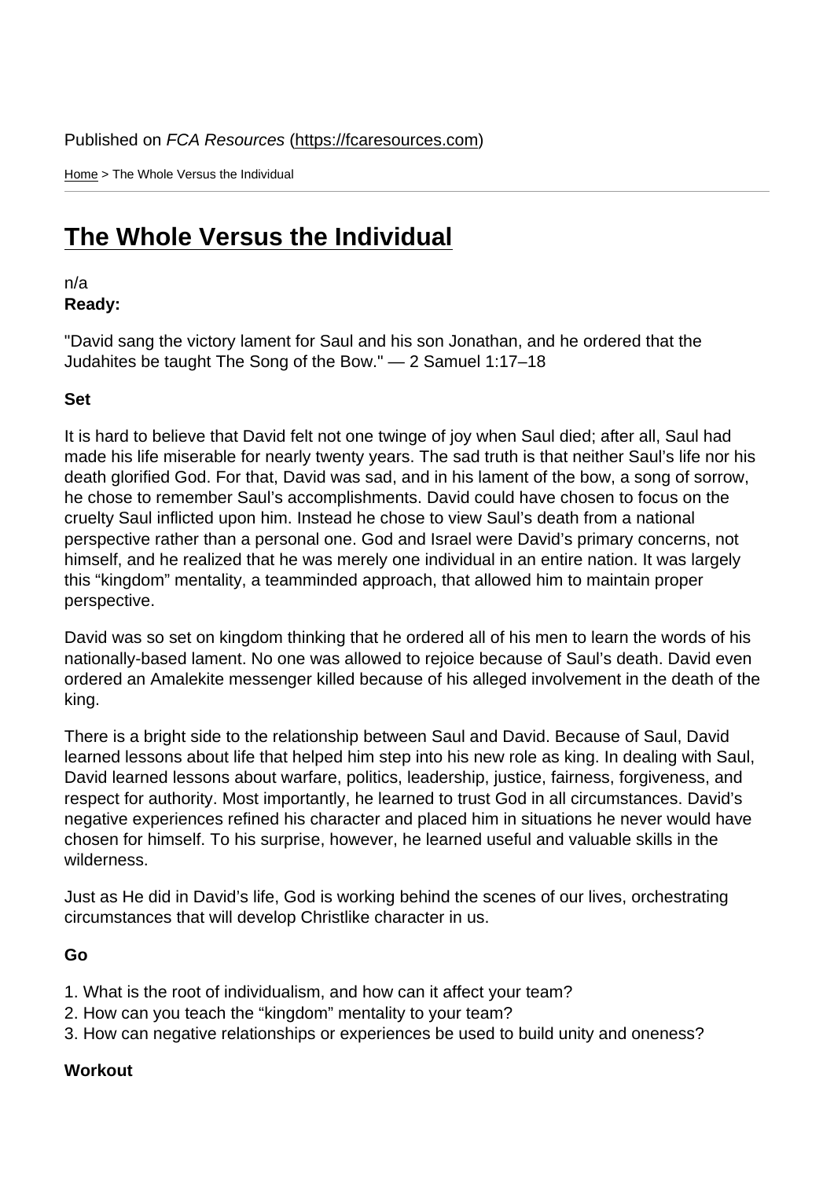Published on *FCA Resources* (https://fcaresources.com)

Home > The Whole Versus the Individual

# The Whole Versus the Individual

n/a

**Ready:**

"David sang the victory lament for Saul and his son Jonathan, and he ordered that the Judahites be taught The Song of the Bow." — 2 Samuel 1:17–18

**Set**

It is hard to believe that David felt not one twinge of joy when Saul died; after all, Saul had made his life miserable for nearly twenty years. The sad truth is that neither Saul's life nor his death glorified God. For that, David was sad, and in his lament of the bow, a song of sorrow, he chose to remember Saul's accomplishments. David could have chosen to focus on the cruelty Saul inflicted upon him. Instead he chose to view Saul's death from a national perspective rather than a personal one. God and Israel were David's primary concerns, not himself, and he realized that he was merely one individual in an entire nation. It was largely this "kingdom" mentality, a teamminded approach, that allowed him to maintain proper perspective.

David was so set on kingdom thinking that he ordered all of his men to learn the words of his nationally-based lament. No one was allowed to rejoice because of Saul's death. David even ordered an Amalekite messenger killed because of his alleged involvement in the death of the king.

There is a bright side to the relationship between Saul and David. Because of Saul, David learned lessons about life that helped him step into his new role as king. In dealing with Saul, David learned lessons about warfare, politics, leadership, justice, fairness, forgiveness, and respect for authority. Most importantly, he learned to trust God in all circumstances. David's negative experiences refined his character and placed him in situations he never would have chosen for himself. To his surprise, however, he learned useful and valuable skills in the wilderness.

Just as He did in David's life, God is working behind the scenes of our lives, orchestrating circumstances that will develop Christlike character in us.

**Go**

1. What is the root of individualism, and how can it affect your team?
2. How can you teach the "kingdom" mentality to your team?
3. How can negative relationships or experiences be used to build unity and oneness?

**Workout**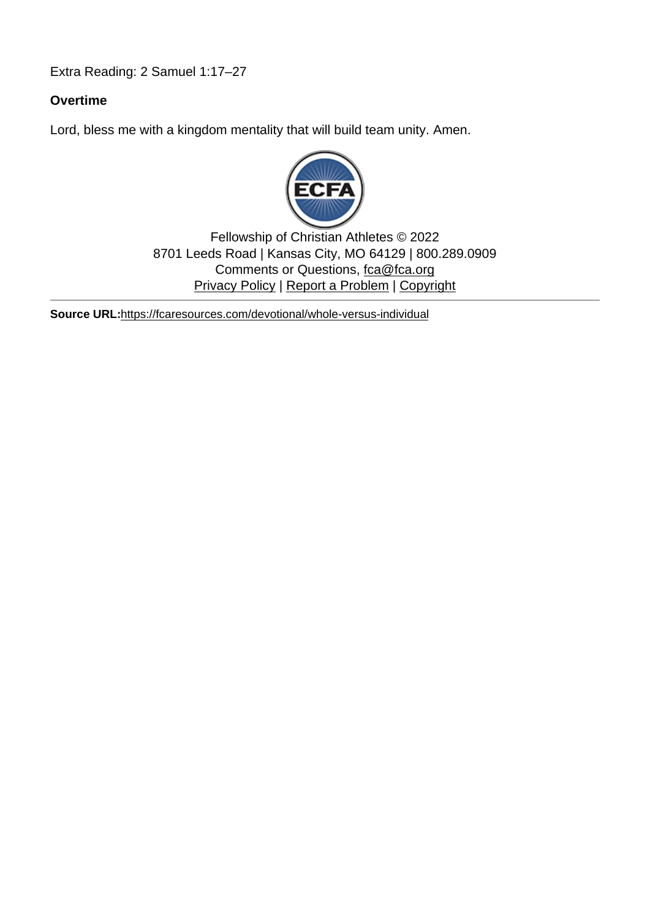Extra Reading: 2 Samuel 1:17–27

**Overtime**

Lord, bless me with a kingdom mentality that will build team unity. Amen.

Fellowship of Christian Athletes © 2022
8701 Leeds Road | Kansas City, MO 64129 | 800.289.0909
Comments or Questions, fca@fca.org
Privacy Policy | Report a Problem | Copyright

---

**Source URL:** https://fcaresources.com/devotional/whole-versus-individual